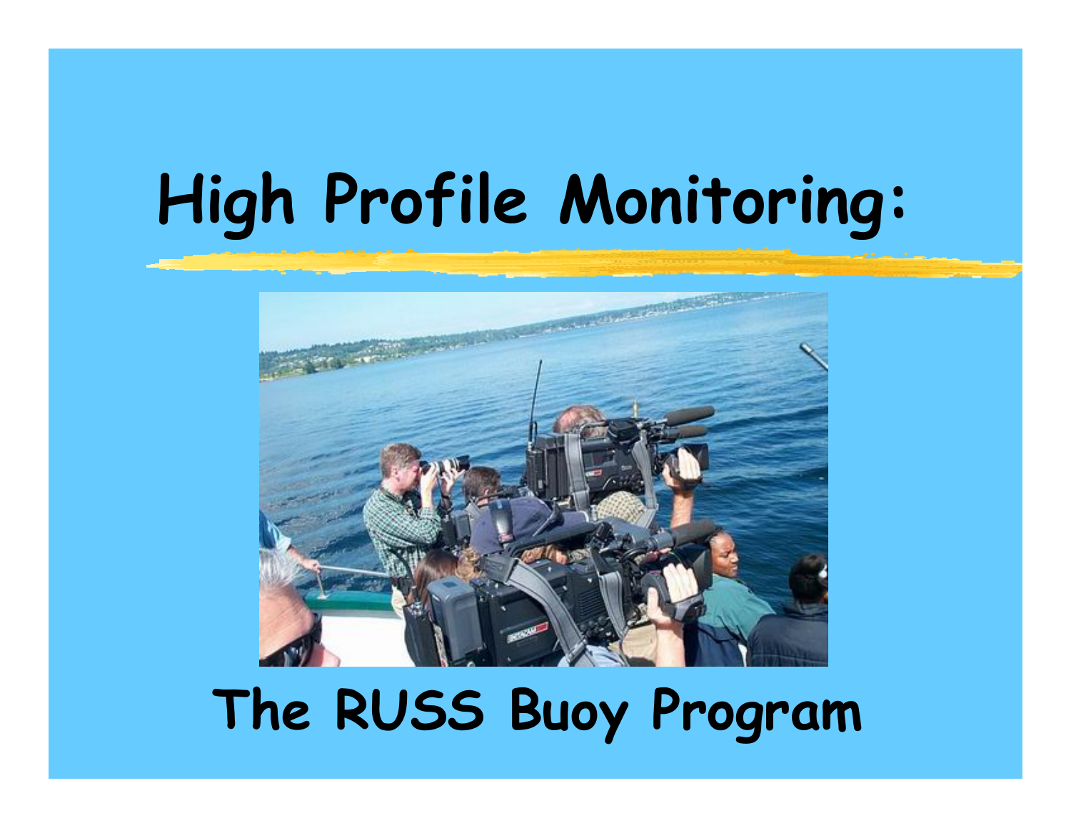# High Profile Monitoring:

## The RUSS Buoy Program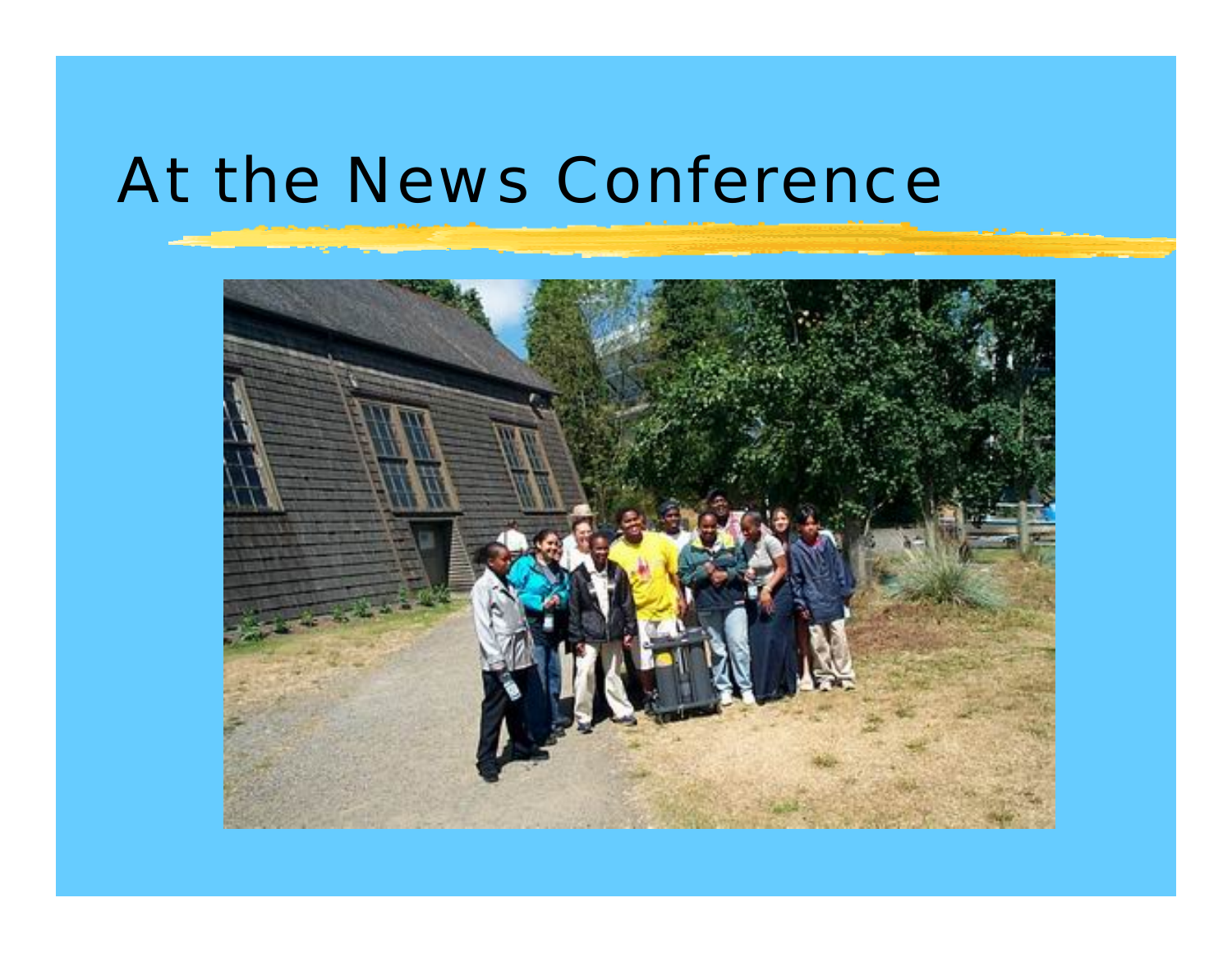# At the News Conference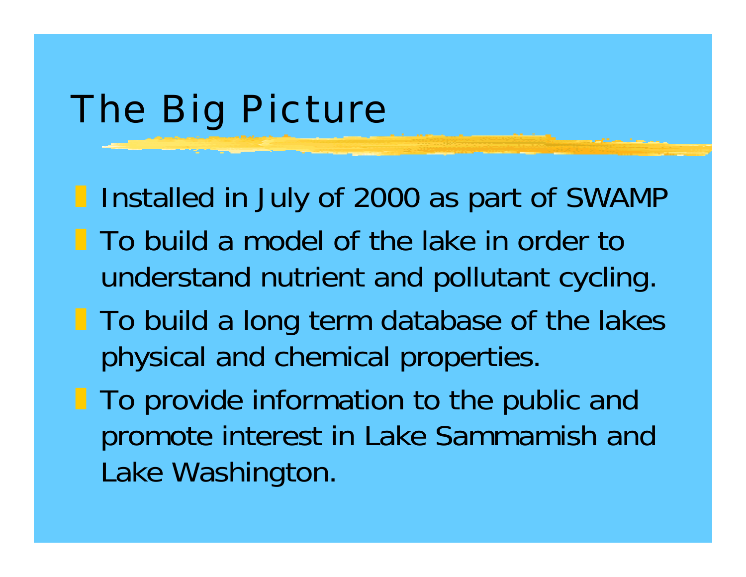# The Big Picture

- Installed in July of 2000 as part of SWAMP
- To build a model of the lake in order to understand nutrient and pollutant cycling.
- To build a long term database of the lakes physical and chemical properties.
- To provide information to the public and promote interest in Lake Sammamish and Lake Washington.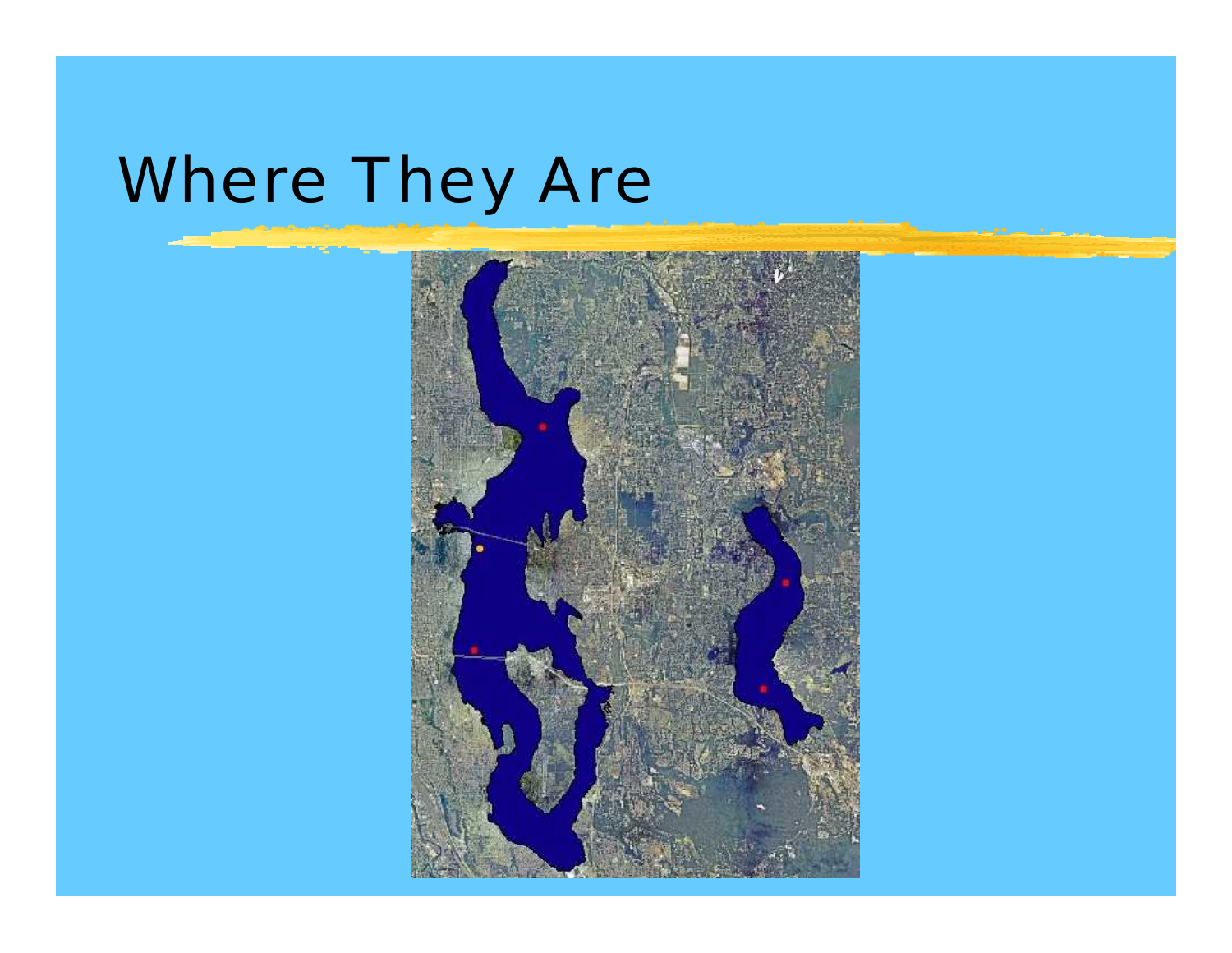# Where They Are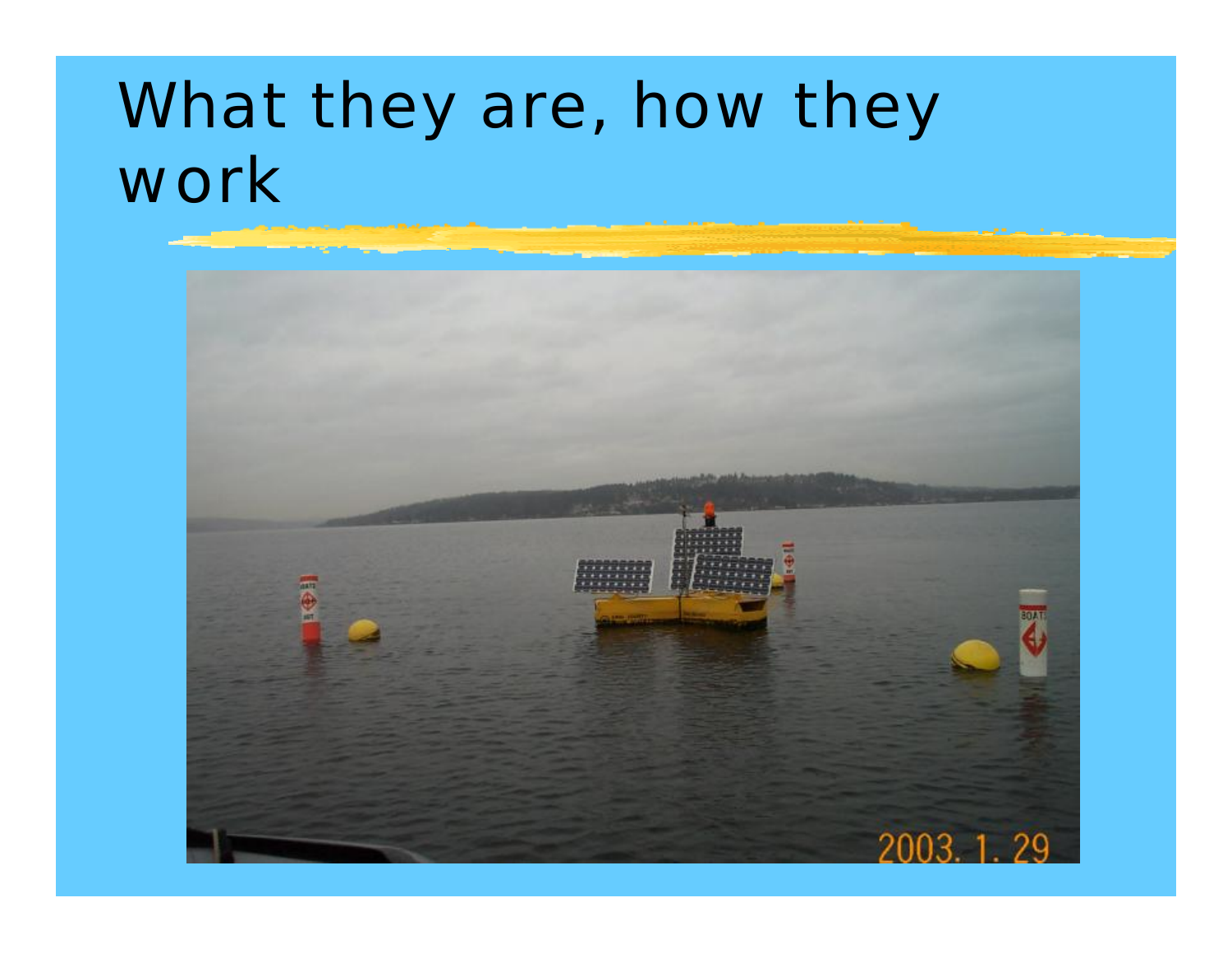# What they are, how they work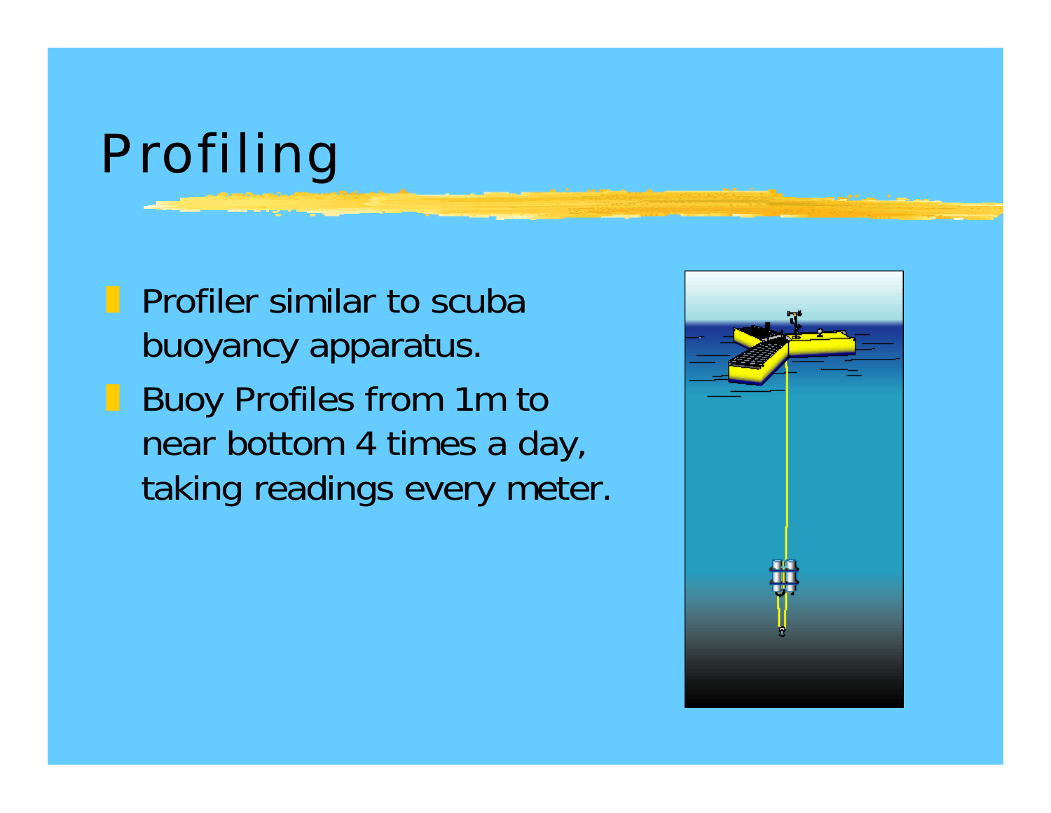# Profiling

- Profiler similar to scuba buoyancy apparatus.
- Buoy Profiles from 1m to near bottom 4 times a day, taking readings every meter.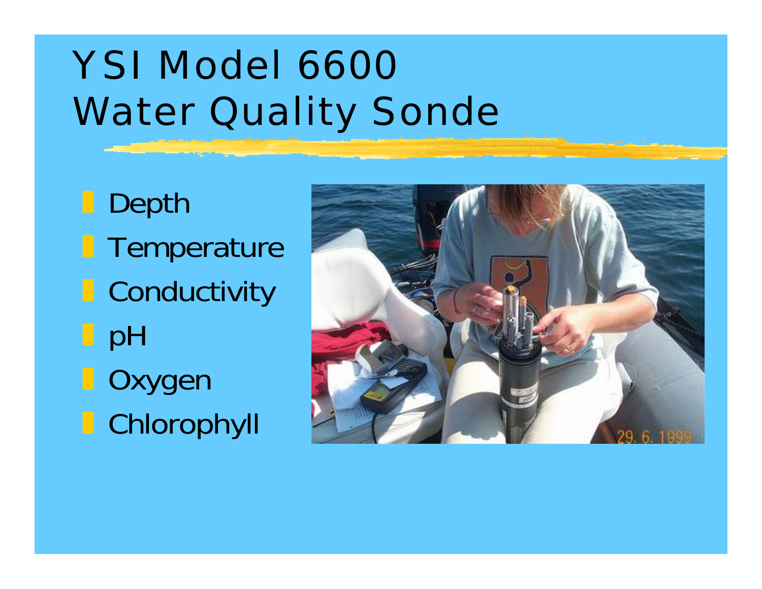# YSI Model 6600 Water Quality Sonde

- Depth
- Temperature
- Conductivity
- pH
- Oxygen
- Chlorophyll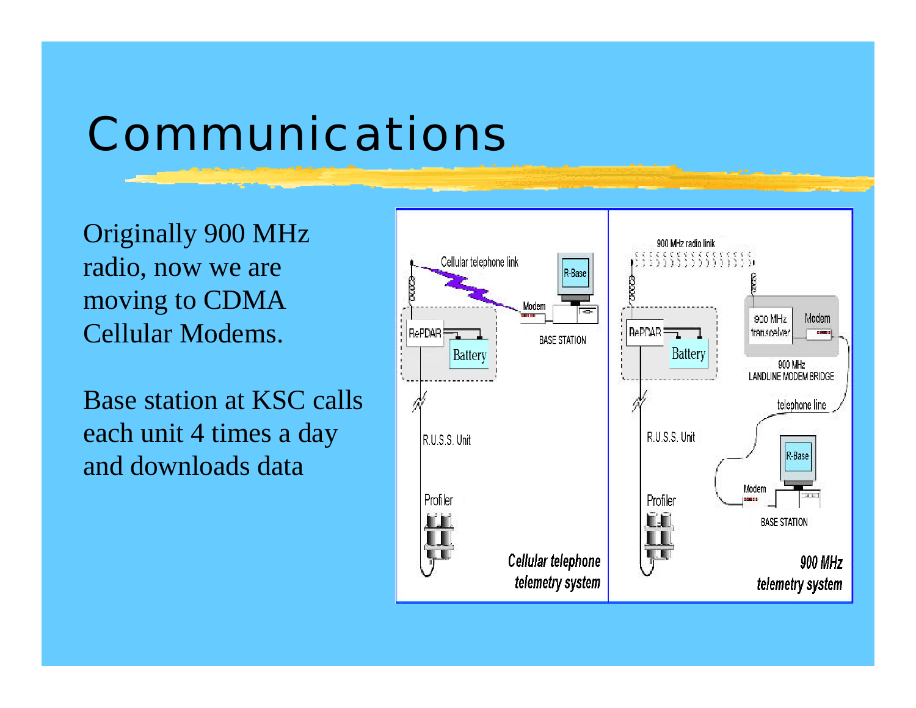# Communications

Originally 900 MHz radio, now we are moving to CDMA Cellular Modems.

Base station at KSC calls each unit 4 times a day and downloads data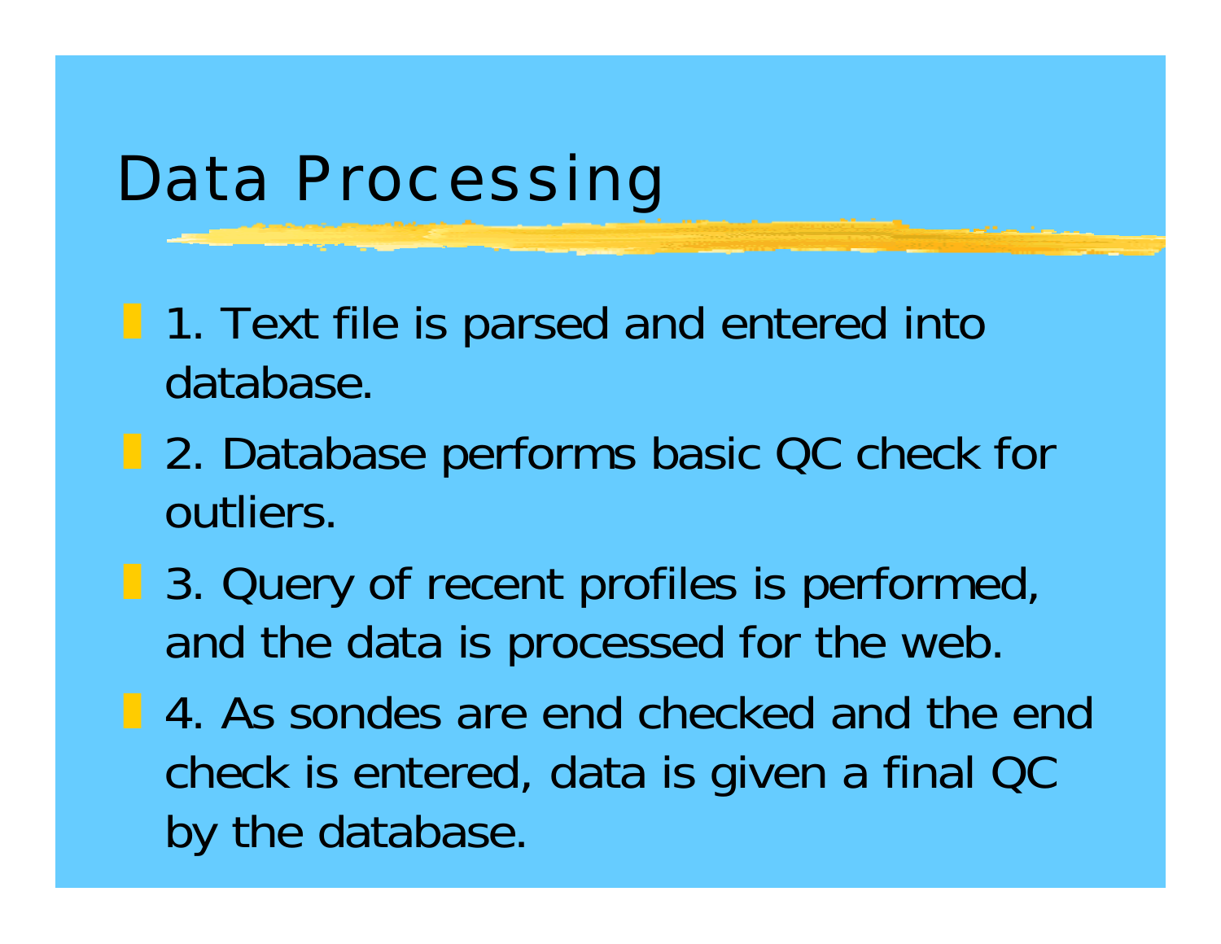# Data Processing

- 1. Text file is parsed and entered into database.
- 2. Database performs basic QC check for outliers.
- 3. Query of recent profiles is performed, and the data is processed for the web.
- 4. As sondes are end checked and the end check is entered, data is given a final QC by the database.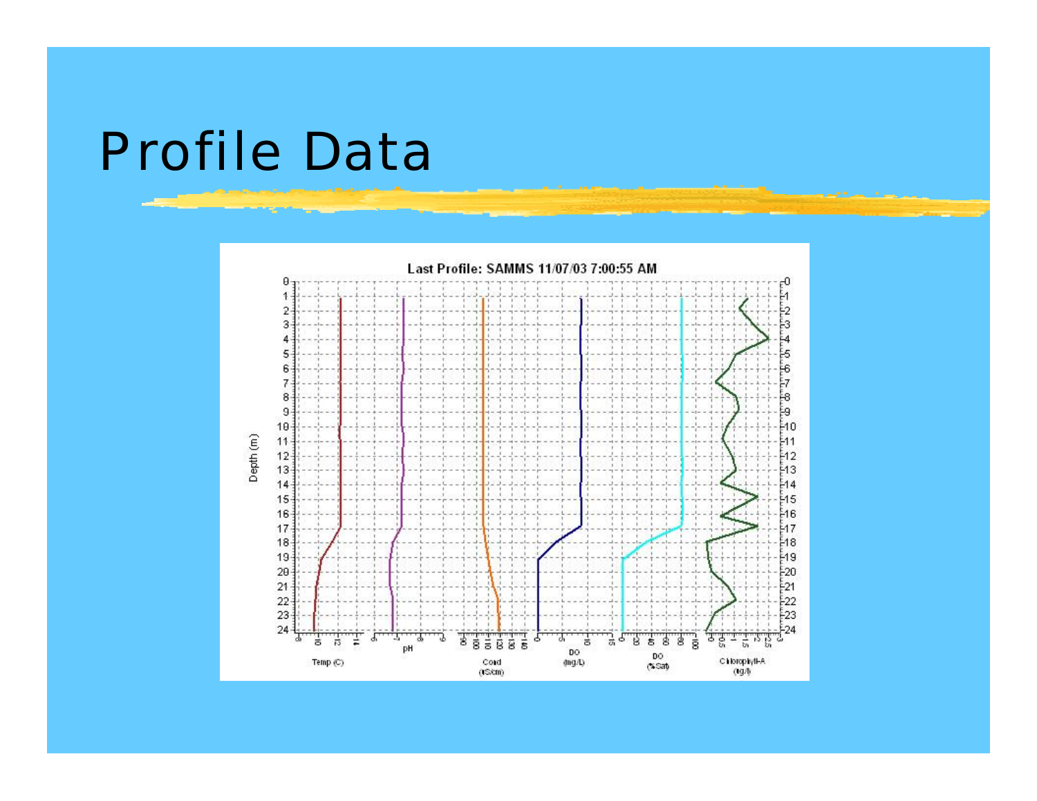# Profile Data

Last Profile: SAMMS 11/07/03 7:00:55 AM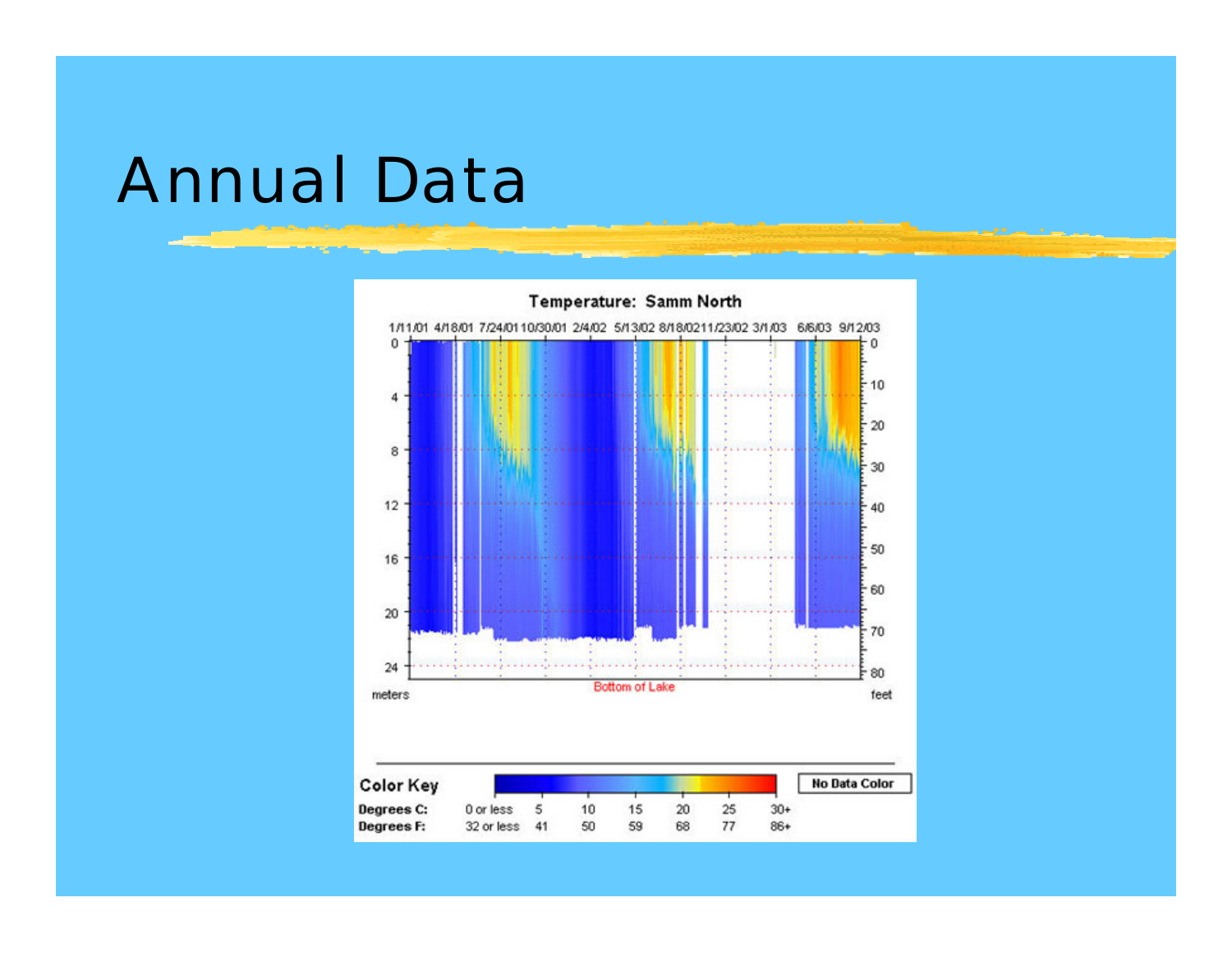# Annual Data

Temperature: Samm North

1/11/01 4/18/01 7/24/01 10/30/01 2/4/02 5/13/02 8/18/02 11/23/02 3/1/03 6/6/03 9/12/03

meters: 0, 4, 8, 12, 16, 20, 24

feet: 0, 10, 20, 30, 40, 50, 60, 70, 80

Bottom of Lake

| Color Key | | | | | | | No Data Color |
|---|---|---|---|---|---|---|---|
| Degrees C: | 0 or less | 5 | 10 | 15 | 20 | 25 | 30+ |
| Degrees F: | 32 or less | 41 | 50 | 59 | 68 | 77 | 86+ |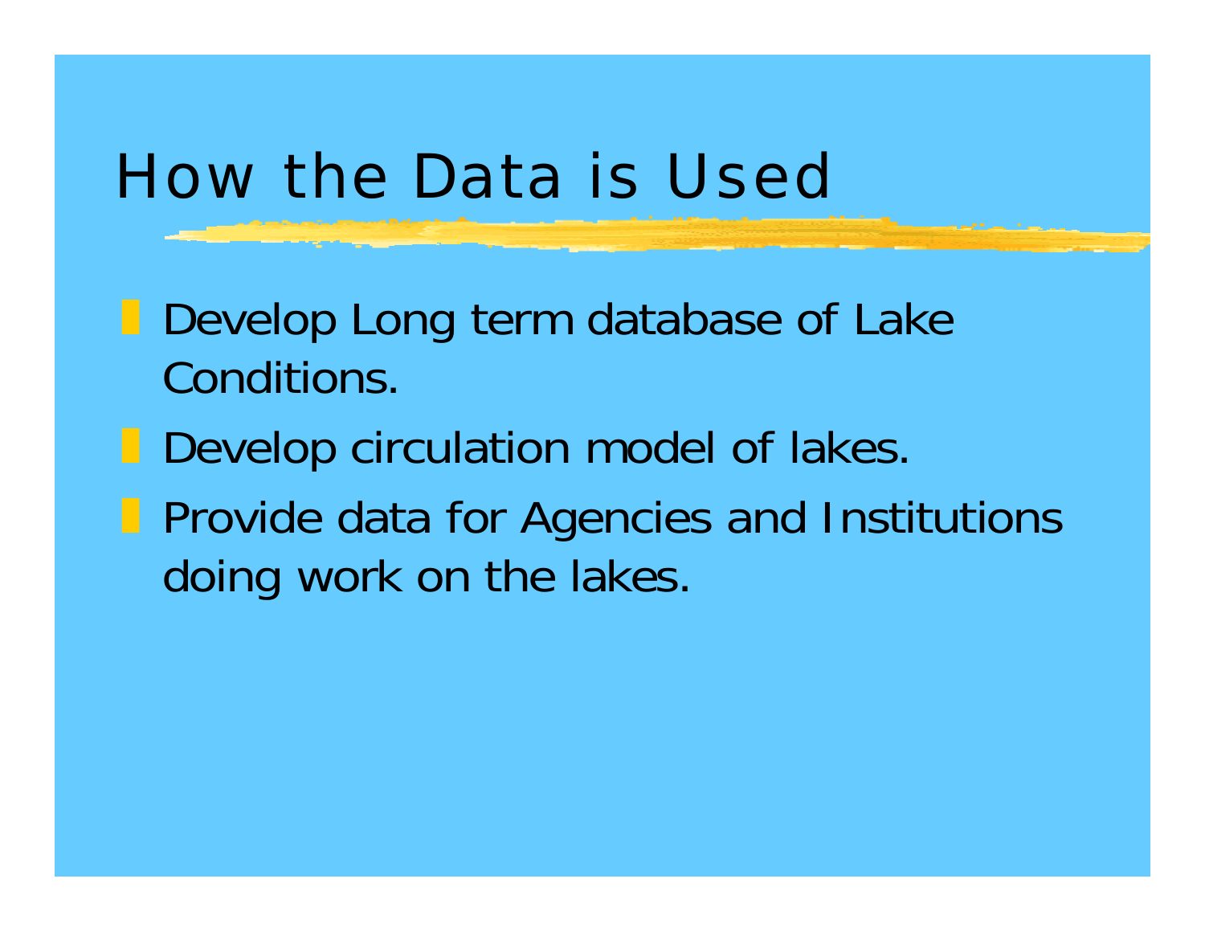# How the Data is Used

- Develop Long term database of Lake Conditions.
- Develop circulation model of lakes.
- Provide data for Agencies and Institutions doing work on the lakes.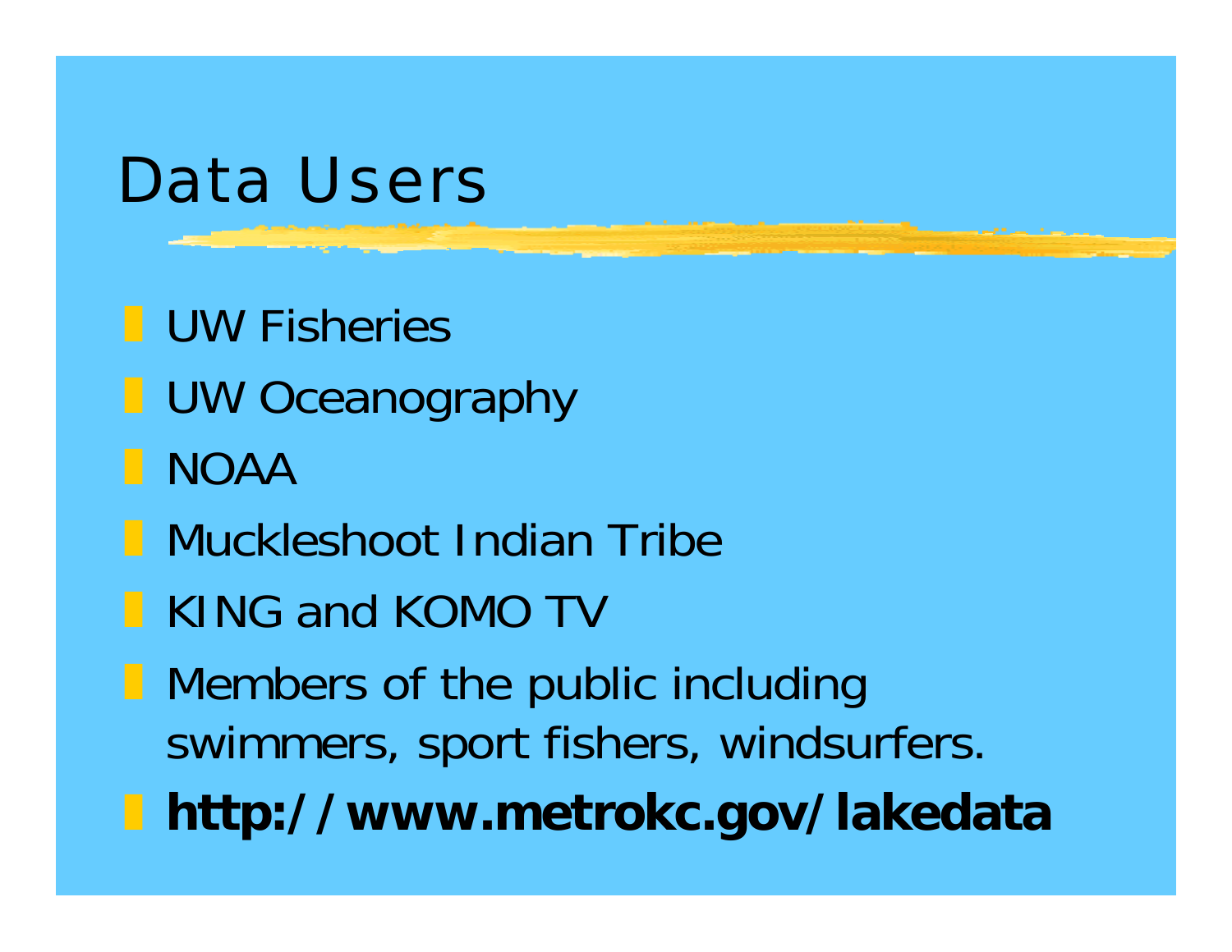# Data Users

- UW Fisheries
- UW Oceanography
- NOAA
- Muckleshoot Indian Tribe
- KING and KOMO TV
- Members of the public including swimmers, sport fishers, windsurfers.
- **http://www.metrokc.gov/lakedata**